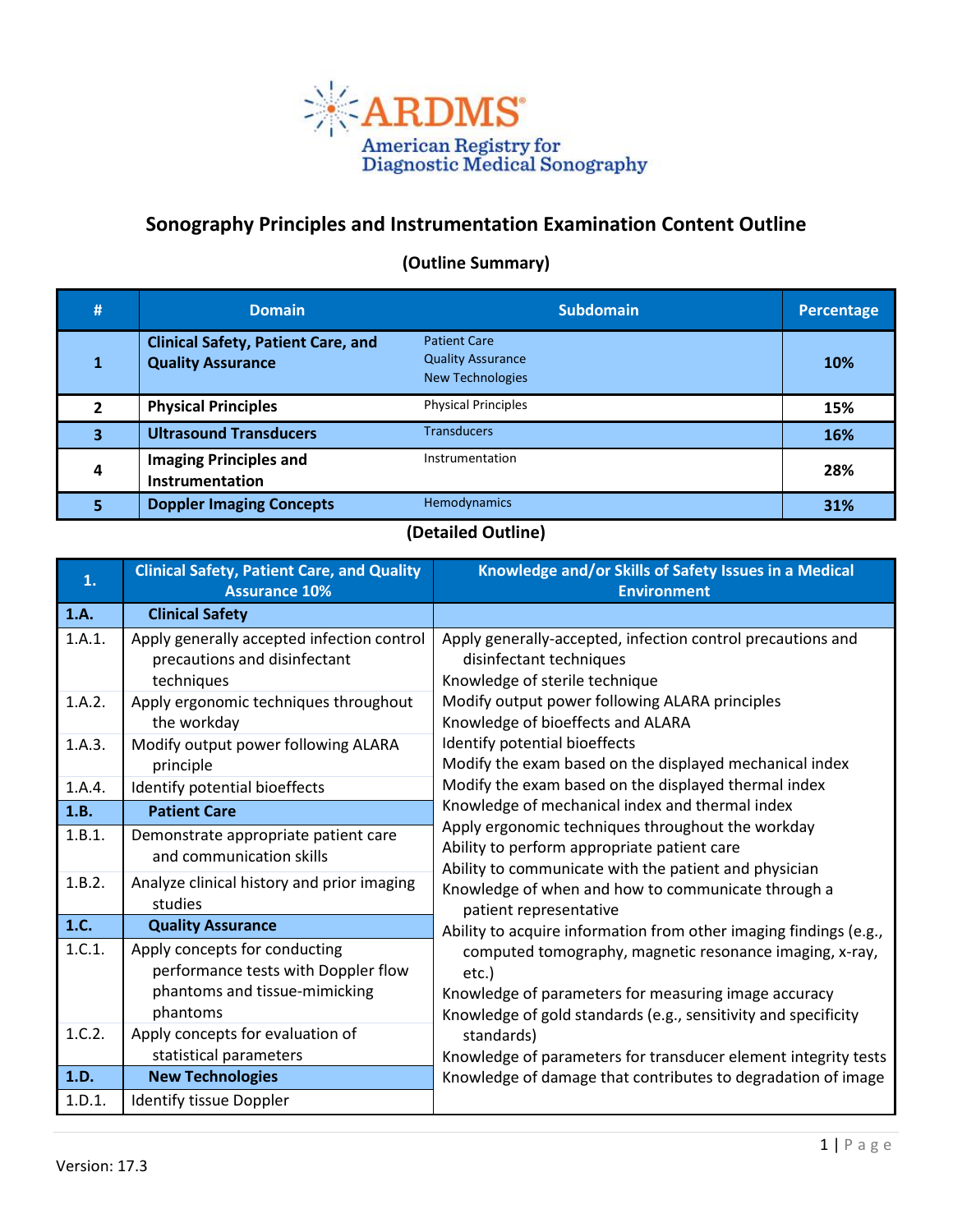ARDMS
American Registry for Diagnostic Medical Sonography

# Sonography Principles and Instrumentation Examination Content Outline

## (Outline Summary)

| # | Domain | Subdomain | Percentage |
|---|---|---|---|
| 1 | **Clinical Safety, Patient Care, and Quality Assurance** | Patient Care<br>Quality Assurance<br>New Technologies | **10%** |
| 2 | **Physical Principles** | Physical Principles | **15%** |
| 3 | **Ultrasound Transducers** | Transducers | **16%** |
| 4 | **Imaging Principles and Instrumentation** | Instrumentation | **28%** |
| 5 | **Doppler Imaging Concepts** | Hemodynamics | **31%** |

## (Detailed Outline)

| 1. | Clinical Safety, Patient Care, and Quality Assurance 10% | Knowledge and/or Skills of Safety Issues in a Medical Environment |
|---|---|---|
| **1.A.** | **Clinical Safety** | Apply generally-accepted, infection control precautions and disinfectant techniques<br>Knowledge of sterile technique<br>Modify output power following ALARA principles<br>Knowledge of bioeffects and ALARA<br>Identify potential bioeffects<br>Modify the exam based on the displayed mechanical index<br>Modify the exam based on the displayed thermal index<br>Knowledge of mechanical index and thermal index<br>Apply ergonomic techniques throughout the workday<br>Ability to perform appropriate patient care<br>Ability to communicate with the patient and physician<br>Knowledge of when and how to communicate through a patient representative<br>Ability to acquire information from other imaging findings (e.g., computed tomography, magnetic resonance imaging, x-ray, etc.)<br>Knowledge of parameters for measuring image accuracy<br>Knowledge of gold standards (e.g., sensitivity and specificity standards)<br>Knowledge of parameters for transducer element integrity tests<br>Knowledge of damage that contributes to degradation of image |
| 1.A.1. | Apply generally accepted infection control precautions and disinfectant techniques | |
| 1.A.2. | Apply ergonomic techniques throughout the workday | |
| 1.A.3. | Modify output power following ALARA principle | |
| 1.A.4. | Identify potential bioeffects | |
| **1.B.** | **Patient Care** | |
| 1.B.1. | Demonstrate appropriate patient care and communication skills | |
| 1.B.2. | Analyze clinical history and prior imaging studies | |
| **1.C.** | **Quality Assurance** | |
| 1.C.1. | Apply concepts for conducting performance tests with Doppler flow phantoms and tissue-mimicking phantoms | |
| 1.C.2. | Apply concepts for evaluation of statistical parameters | |
| **1.D.** | **New Technologies** | |
| 1.D.1. | Identify tissue Doppler | |

Version: 17.3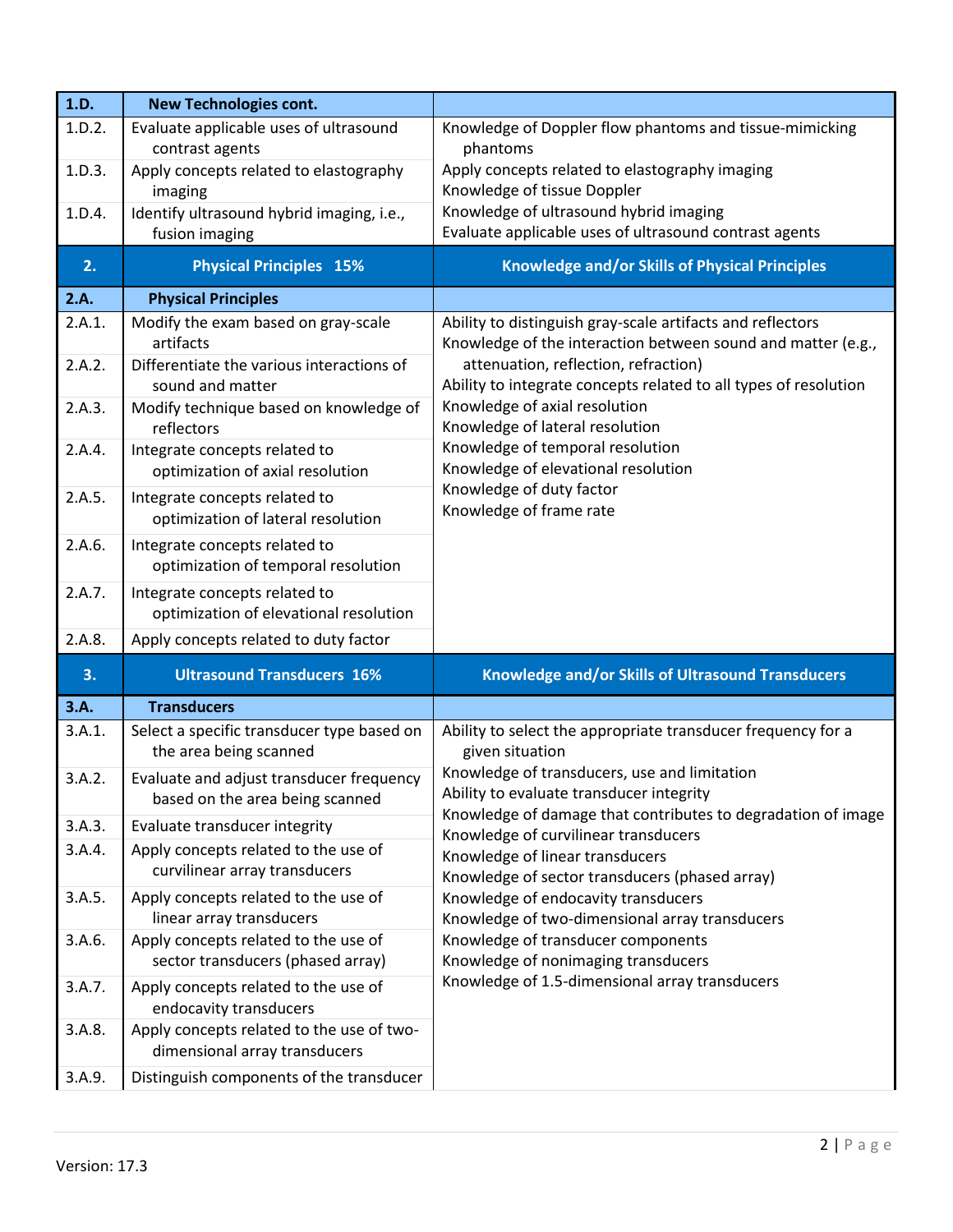| | | |
|---|---|---|
| **1.D.** | **New Technologies cont.** | |
| 1.D.2. | Evaluate applicable uses of ultrasound contrast agents | Knowledge of Doppler flow phantoms and tissue-mimicking phantoms<br>Apply concepts related to elastography imaging<br>Knowledge of tissue Doppler<br>Knowledge of ultrasound hybrid imaging<br>Evaluate applicable uses of ultrasound contrast agents |
| 1.D.3. | Apply concepts related to elastography imaging | |
| 1.D.4. | Identify ultrasound hybrid imaging, i.e., fusion imaging | |
| **2.** | **Physical Principles 15%** | **Knowledge and/or Skills of Physical Principles** |
| **2.A.** | **Physical Principles** | |
| 2.A.1. | Modify the exam based on gray-scale artifacts | Ability to distinguish gray-scale artifacts and reflectors<br>Knowledge of the interaction between sound and matter (e.g., attenuation, reflection, refraction)<br>Ability to integrate concepts related to all types of resolution<br>Knowledge of axial resolution<br>Knowledge of lateral resolution<br>Knowledge of temporal resolution<br>Knowledge of elevational resolution<br>Knowledge of duty factor<br>Knowledge of frame rate |
| 2.A.2. | Differentiate the various interactions of sound and matter | |
| 2.A.3. | Modify technique based on knowledge of reflectors | |
| 2.A.4. | Integrate concepts related to optimization of axial resolution | |
| 2.A.5. | Integrate concepts related to optimization of lateral resolution | |
| 2.A.6. | Integrate concepts related to optimization of temporal resolution | |
| 2.A.7. | Integrate concepts related to optimization of elevational resolution | |
| 2.A.8. | Apply concepts related to duty factor | |
| **3.** | **Ultrasound Transducers 16%** | **Knowledge and/or Skills of Ultrasound Transducers** |
| **3.A.** | **Transducers** | |
| 3.A.1. | Select a specific transducer type based on the area being scanned | Ability to select the appropriate transducer frequency for a given situation<br>Knowledge of transducers, use and limitation<br>Ability to evaluate transducer integrity<br>Knowledge of damage that contributes to degradation of image<br>Knowledge of curvilinear transducers<br>Knowledge of linear transducers<br>Knowledge of sector transducers (phased array)<br>Knowledge of endocavity transducers<br>Knowledge of two-dimensional array transducers<br>Knowledge of transducer components<br>Knowledge of nonimaging transducers<br>Knowledge of 1.5-dimensional array transducers |
| 3.A.2. | Evaluate and adjust transducer frequency based on the area being scanned | |
| 3.A.3. | Evaluate transducer integrity | |
| 3.A.4. | Apply concepts related to the use of curvilinear array transducers | |
| 3.A.5. | Apply concepts related to the use of linear array transducers | |
| 3.A.6. | Apply concepts related to the use of sector transducers (phased array) | |
| 3.A.7. | Apply concepts related to the use of endocavity transducers | |
| 3.A.8. | Apply concepts related to the use of two-dimensional array transducers | |
| 3.A.9. | Distinguish components of the transducer | |

Version: 17.3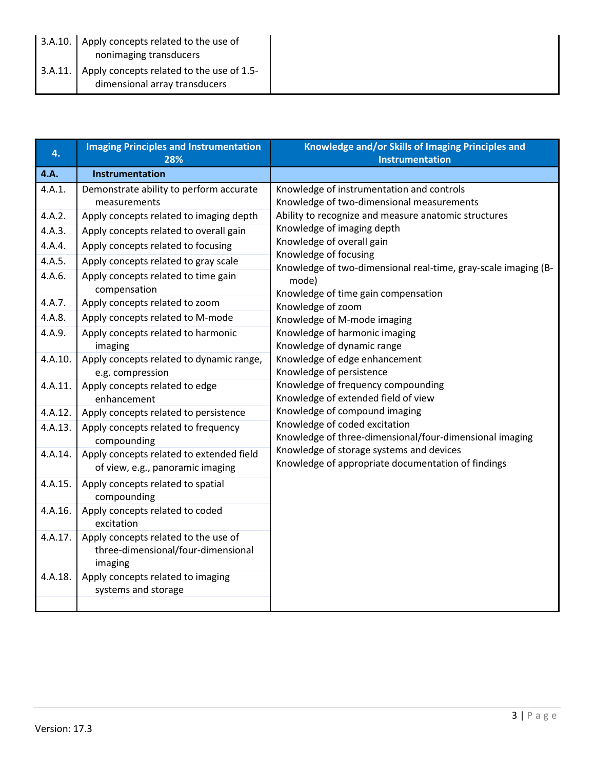| | | |
|---|---|---|
| 3.A.10. | Apply concepts related to the use of nonimaging transducers | |
| 3.A.11. | Apply concepts related to the use of 1.5-dimensional array transducers | |

| 4. | Imaging Principles and Instrumentation 28% | Knowledge and/or Skills of Imaging Principles and Instrumentation |
|---|---|---|
| **4.A.** | **Instrumentation** | |
| 4.A.1. | Demonstrate ability to perform accurate measurements | Knowledge of instrumentation and controls<br>Knowledge of two-dimensional measurements<br>Ability to recognize and measure anatomic structures<br>Knowledge of imaging depth<br>Knowledge of overall gain<br>Knowledge of focusing<br>Knowledge of two-dimensional real-time, gray-scale imaging (B-mode)<br>Knowledge of time gain compensation<br>Knowledge of zoom<br>Knowledge of M-mode imaging<br>Knowledge of harmonic imaging<br>Knowledge of dynamic range<br>Knowledge of edge enhancement<br>Knowledge of persistence<br>Knowledge of frequency compounding<br>Knowledge of extended field of view<br>Knowledge of compound imaging<br>Knowledge of coded excitation<br>Knowledge of three-dimensional/four-dimensional imaging<br>Knowledge of storage systems and devices<br>Knowledge of appropriate documentation of findings |
| 4.A.2. | Apply concepts related to imaging depth | |
| 4.A.3. | Apply concepts related to overall gain | |
| 4.A.4. | Apply concepts related to focusing | |
| 4.A.5. | Apply concepts related to gray scale | |
| 4.A.6. | Apply concepts related to time gain compensation | |
| 4.A.7. | Apply concepts related to zoom | |
| 4.A.8. | Apply concepts related to M-mode | |
| 4.A.9. | Apply concepts related to harmonic imaging | |
| 4.A.10. | Apply concepts related to dynamic range, e.g. compression | |
| 4.A.11. | Apply concepts related to edge enhancement | |
| 4.A.12. | Apply concepts related to persistence | |
| 4.A.13. | Apply concepts related to frequency compounding | |
| 4.A.14. | Apply concepts related to extended field of view, e.g., panoramic imaging | |
| 4.A.15. | Apply concepts related to spatial compounding | |
| 4.A.16. | Apply concepts related to coded excitation | |
| 4.A.17. | Apply concepts related to the use of three-dimensional/four-dimensional imaging | |
| 4.A.18. | Apply concepts related to imaging systems and storage | |

Version: 17.3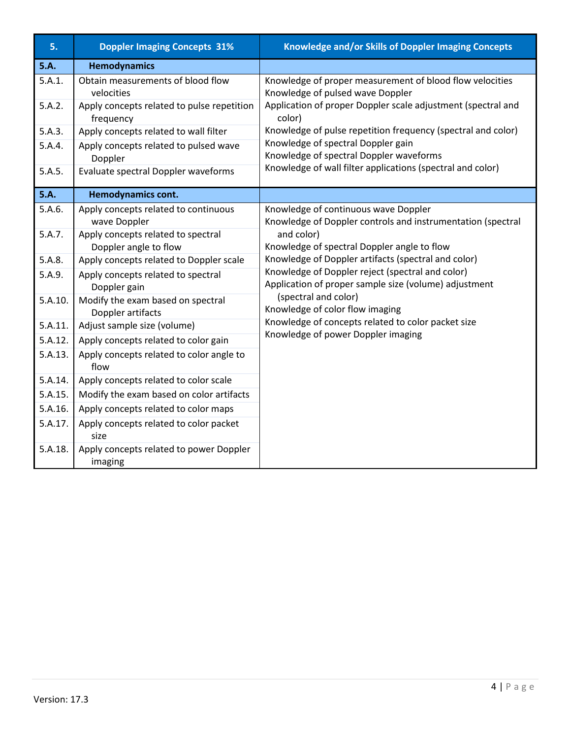| 5. | Doppler Imaging Concepts 31% | Knowledge and/or Skills of Doppler Imaging Concepts |
|---|---|---|
| **5.A.** | **Hemodynamics** | |
| 5.A.1. | Obtain measurements of blood flow velocities | Knowledge of proper measurement of blood flow velocities<br>Knowledge of pulsed wave Doppler<br>Application of proper Doppler scale adjustment (spectral and color)<br>Knowledge of pulse repetition frequency (spectral and color)<br>Knowledge of spectral Doppler gain<br>Knowledge of spectral Doppler waveforms<br>Knowledge of wall filter applications (spectral and color) |
| 5.A.2. | Apply concepts related to pulse repetition frequency | |
| 5.A.3. | Apply concepts related to wall filter | |
| 5.A.4. | Apply concepts related to pulsed wave Doppler | |
| 5.A.5. | Evaluate spectral Doppler waveforms | |
| **5.A.** | **Hemodynamics cont.** | |
| 5.A.6. | Apply concepts related to continuous wave Doppler | Knowledge of continuous wave Doppler<br>Knowledge of Doppler controls and instrumentation (spectral and color)<br>Knowledge of spectral Doppler angle to flow<br>Knowledge of Doppler artifacts (spectral and color)<br>Knowledge of Doppler reject (spectral and color)<br>Application of proper sample size (volume) adjustment (spectral and color)<br>Knowledge of color flow imaging<br>Knowledge of concepts related to color packet size<br>Knowledge of power Doppler imaging |
| 5.A.7. | Apply concepts related to spectral Doppler angle to flow | |
| 5.A.8. | Apply concepts related to Doppler scale | |
| 5.A.9. | Apply concepts related to spectral Doppler gain | |
| 5.A.10. | Modify the exam based on spectral Doppler artifacts | |
| 5.A.11. | Adjust sample size (volume) | |
| 5.A.12. | Apply concepts related to color gain | |
| 5.A.13. | Apply concepts related to color angle to flow | |
| 5.A.14. | Apply concepts related to color scale | |
| 5.A.15. | Modify the exam based on color artifacts | |
| 5.A.16. | Apply concepts related to color maps | |
| 5.A.17. | Apply concepts related to color packet size | |
| 5.A.18. | Apply concepts related to power Doppler imaging | |

Version: 17.3